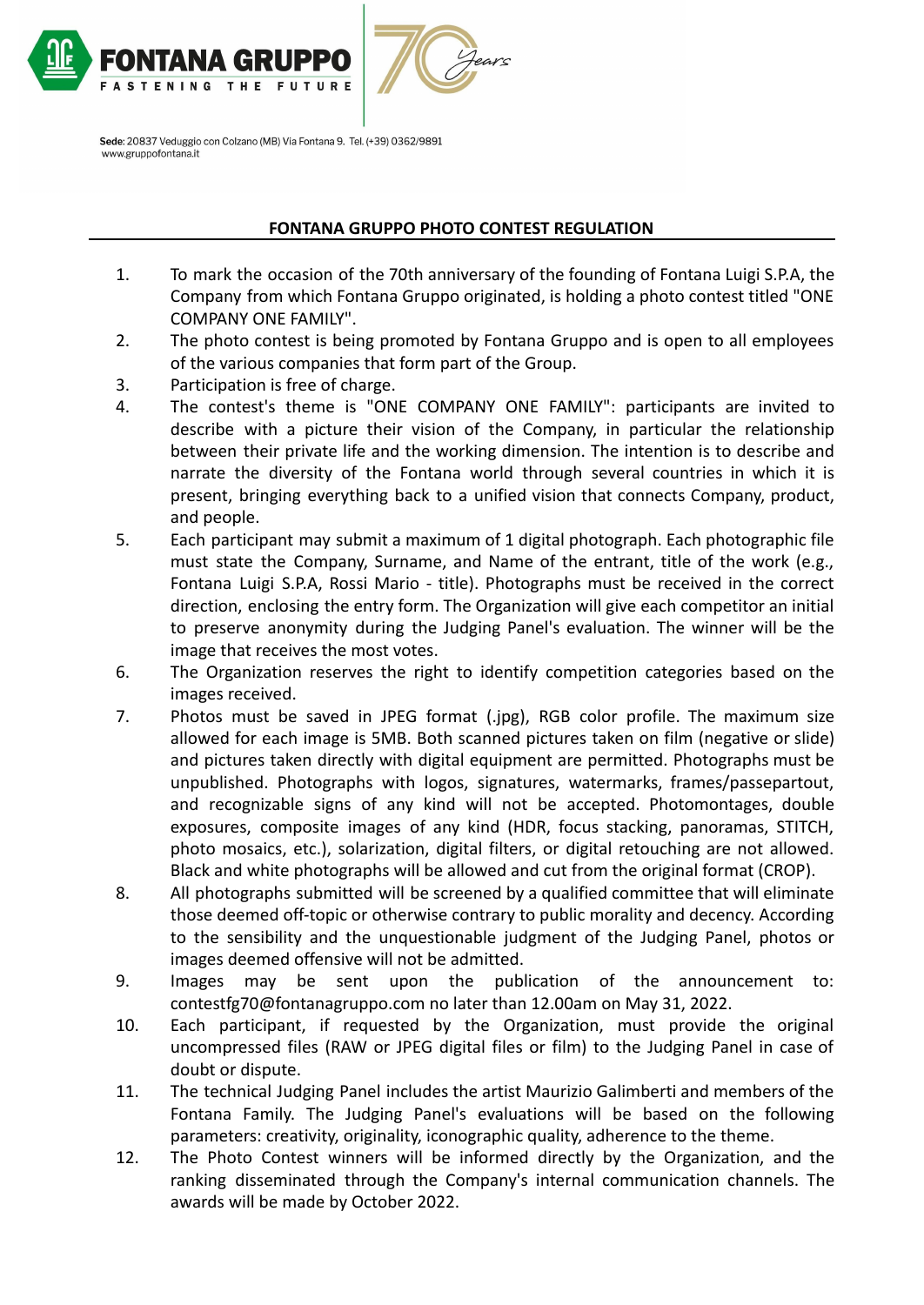FONTANA GRUPPO
FASTENING THE FUTURE

70 Years

**Sede**: 20837 Veduggio con Colzano (MB) Via Fontana 9. Tel. (+39) 0362/9891
www.gruppofontana.it

## FONTANA GRUPPO PHOTO CONTEST REGULATION

1. To mark the occasion of the 70th anniversary of the founding of Fontana Luigi S.P.A, the Company from which Fontana Gruppo originated, is holding a photo contest titled "ONE COMPANY ONE FAMILY".
2. The photo contest is being promoted by Fontana Gruppo and is open to all employees of the various companies that form part of the Group.
3. Participation is free of charge.
4. The contest's theme is "ONE COMPANY ONE FAMILY": participants are invited to describe with a picture their vision of the Company, in particular the relationship between their private life and the working dimension. The intention is to describe and narrate the diversity of the Fontana world through several countries in which it is present, bringing everything back to a unified vision that connects Company, product, and people.
5. Each participant may submit a maximum of 1 digital photograph. Each photographic file must state the Company, Surname, and Name of the entrant, title of the work (e.g., Fontana Luigi S.P.A, Rossi Mario - title). Photographs must be received in the correct direction, enclosing the entry form. The Organization will give each competitor an initial to preserve anonymity during the Judging Panel's evaluation. The winner will be the image that receives the most votes.
6. The Organization reserves the right to identify competition categories based on the images received.
7. Photos must be saved in JPEG format (.jpg), RGB color profile. The maximum size allowed for each image is 5MB. Both scanned pictures taken on film (negative or slide) and pictures taken directly with digital equipment are permitted. Photographs must be unpublished. Photographs with logos, signatures, watermarks, frames/passepartout, and recognizable signs of any kind will not be accepted. Photomontages, double exposures, composite images of any kind (HDR, focus stacking, panoramas, STITCH, photo mosaics, etc.), solarization, digital filters, or digital retouching are not allowed. Black and white photographs will be allowed and cut from the original format (CROP).
8. All photographs submitted will be screened by a qualified committee that will eliminate those deemed off-topic or otherwise contrary to public morality and decency. According to the sensibility and the unquestionable judgment of the Judging Panel, photos or images deemed offensive will not be admitted.
9. Images may be sent upon the publication of the announcement to: contestfg70@fontanagruppo.com no later than 12.00am on May 31, 2022.
10. Each participant, if requested by the Organization, must provide the original uncompressed files (RAW or JPEG digital files or film) to the Judging Panel in case of doubt or dispute.
11. The technical Judging Panel includes the artist Maurizio Galimberti and members of the Fontana Family. The Judging Panel's evaluations will be based on the following parameters: creativity, originality, iconographic quality, adherence to the theme.
12. The Photo Contest winners will be informed directly by the Organization, and the ranking disseminated through the Company's internal communication channels. The awards will be made by October 2022.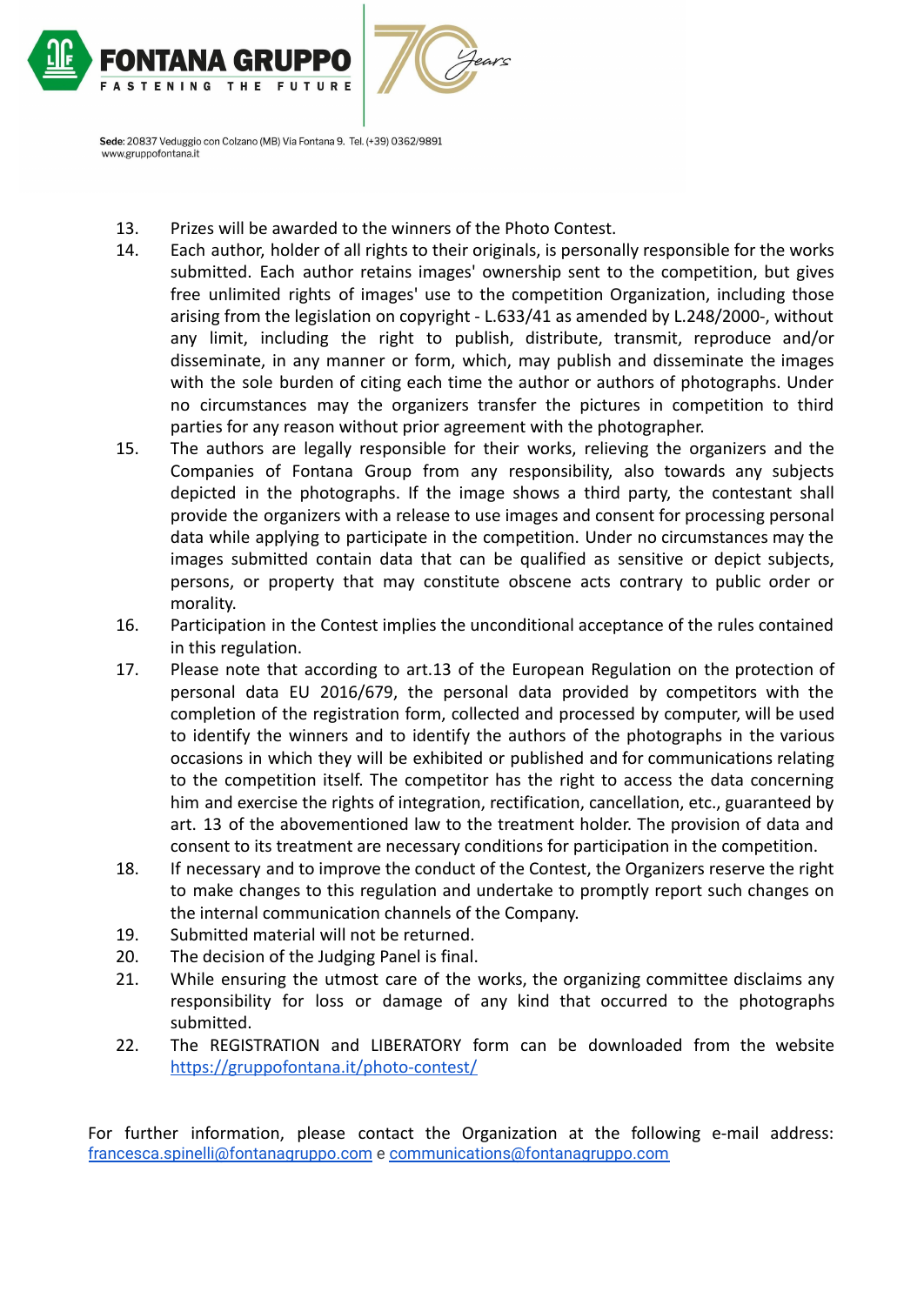13. Prizes will be awarded to the winners of the Photo Contest.
14. Each author, holder of all rights to their originals, is personally responsible for the works submitted. Each author retains images' ownership sent to the competition, but gives free unlimited rights of images' use to the competition Organization, including those arising from the legislation on copyright - L.633/41 as amended by L.248/2000-, without any limit, including the right to publish, distribute, transmit, reproduce and/or disseminate, in any manner or form, which, may publish and disseminate the images with the sole burden of citing each time the author or authors of photographs. Under no circumstances may the organizers transfer the pictures in competition to third parties for any reason without prior agreement with the photographer.
15. The authors are legally responsible for their works, relieving the organizers and the Companies of Fontana Group from any responsibility, also towards any subjects depicted in the photographs. If the image shows a third party, the contestant shall provide the organizers with a release to use images and consent for processing personal data while applying to participate in the competition. Under no circumstances may the images submitted contain data that can be qualified as sensitive or depict subjects, persons, or property that may constitute obscene acts contrary to public order or morality.
16. Participation in the Contest implies the unconditional acceptance of the rules contained in this regulation.
17. Please note that according to art.13 of the European Regulation on the protection of personal data EU 2016/679, the personal data provided by competitors with the completion of the registration form, collected and processed by computer, will be used to identify the winners and to identify the authors of the photographs in the various occasions in which they will be exhibited or published and for communications relating to the competition itself. The competitor has the right to access the data concerning him and exercise the rights of integration, rectification, cancellation, etc., guaranteed by art. 13 of the abovementioned law to the treatment holder. The provision of data and consent to its treatment are necessary conditions for participation in the competition.
18. If necessary and to improve the conduct of the Contest, the Organizers reserve the right to make changes to this regulation and undertake to promptly report such changes on the internal communication channels of the Company.
19. Submitted material will not be returned.
20. The decision of the Judging Panel is final.
21. While ensuring the utmost care of the works, the organizing committee disclaims any responsibility for loss or damage of any kind that occurred to the photographs submitted.
22. The REGISTRATION and LIBERATORY form can be downloaded from the website [https://gruppofontana.it/photo-contest/](https://gruppofontana.it/photo-contest/)

For further information, please contact the Organization at the following e-mail address: [francesca.spinelli@fontanagruppo.com](mailto:francesca.spinelli@fontanagruppo.com) e [communications@fontanagruppo.com](mailto:communications@fontanagruppo.com)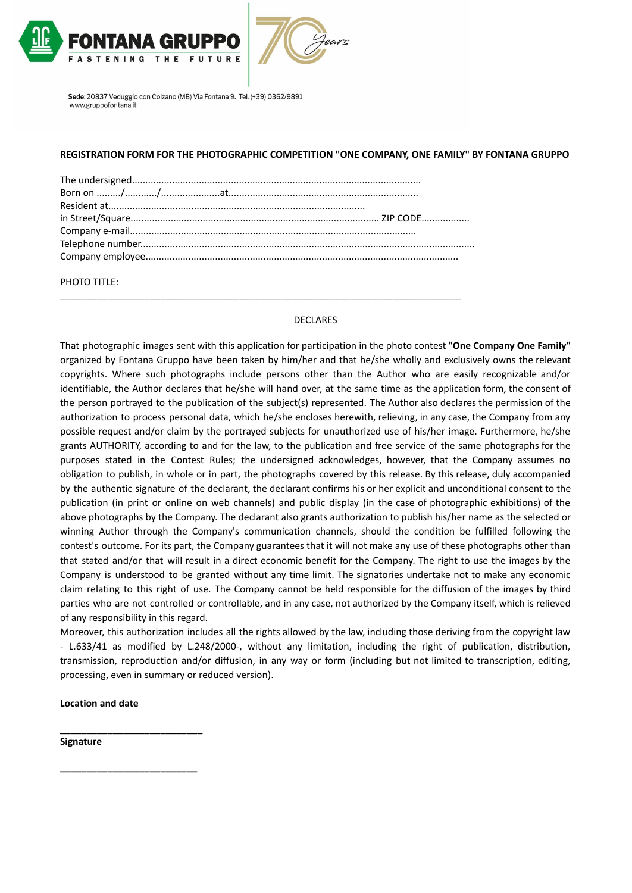FONTANA GRUPPO

FASTENING THE FUTURE

70 Years

**Sede**: 20837 Veduggio con Colzano (MB) Via Fontana 9. Tel. (+39) 0362/9891
www.gruppofontana.it

**REGISTRATION FORM FOR THE PHOTOGRAPHIC COMPETITION "ONE COMPANY, ONE FAMILY" BY FONTANA GRUPPO**

The undersigned..........................................................................................................
Born on ........./.........../.....................at......................................................................
Resident at................................................................................................
in Street/Square.......................................................................................... ZIP CODE.................
Company e-mail.........................................................................................................
Telephone number...........................................................................................................................
Company employee....................................................................................................................

PHOTO TITLE:

___________________________________________________________________________

DECLARES

That photographic images sent with this application for participation in the photo contest "**One Company One Family**" organized by Fontana Gruppo have been taken by him/her and that he/she wholly and exclusively owns the relevant copyrights. Where such photographs include persons other than the Author who are easily recognizable and/or identifiable, the Author declares that he/she will hand over, at the same time as the application form, the consent of the person portrayed to the publication of the subject(s) represented. The Author also declares the permission of the authorization to process personal data, which he/she encloses herewith, relieving, in any case, the Company from any possible request and/or claim by the portrayed subjects for unauthorized use of his/her image. Furthermore, he/she grants AUTHORITY, according to and for the law, to the publication and free service of the same photographs for the purposes stated in the Contest Rules; the undersigned acknowledges, however, that the Company assumes no obligation to publish, in whole or in part, the photographs covered by this release. By this release, duly accompanied by the authentic signature of the declarant, the declarant confirms his or her explicit and unconditional consent to the publication (in print or online on web channels) and public display (in the case of photographic exhibitions) of the above photographs by the Company. The declarant also grants authorization to publish his/her name as the selected or winning Author through the Company's communication channels, should the condition be fulfilled following the contest's outcome. For its part, the Company guarantees that it will not make any use of these photographs other than that stated and/or that will result in a direct economic benefit for the Company. The right to use the images by the Company is understood to be granted without any time limit. The signatories undertake not to make any economic claim relating to this right of use. The Company cannot be held responsible for the diffusion of the images by third parties who are not controlled or controllable, and in any case, not authorized by the Company itself, which is relieved of any responsibility in this regard.
Moreover, this authorization includes all the rights allowed by the law, including those deriving from the copyright law - L.633/41 as modified by L.248/2000-, without any limitation, including the right of publication, distribution, transmission, reproduction and/or diffusion, in any way or form (including but not limited to transcription, editing, processing, even in summary or reduced version).

**Location and date**

___________________________

**Signature**

___________________________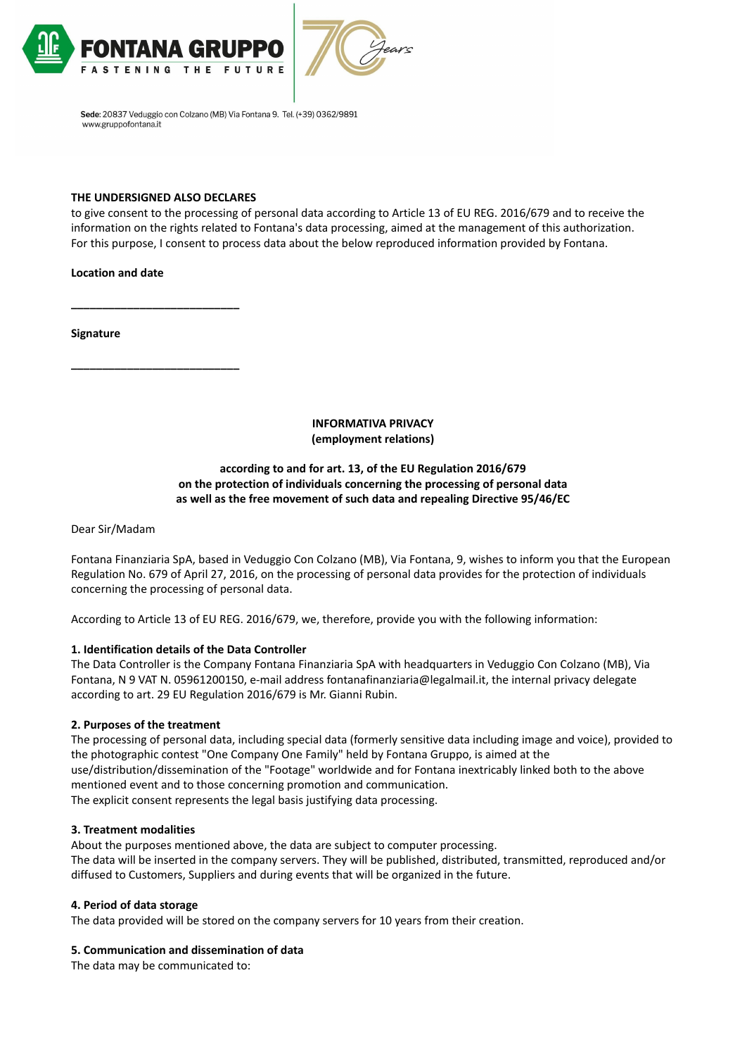**THE UNDERSIGNED ALSO DECLARES**

to give consent to the processing of personal data according to Article 13 of EU REG. 2016/679 and to receive the information on the rights related to Fontana's data processing, aimed at the management of this authorization. For this purpose, I consent to process data about the below reproduced information provided by Fontana.

**Location and date**

___________________________

**Signature**

___________________________

**INFORMATIVA PRIVACY**
**(employment relations)**

**according to and for art. 13, of the EU Regulation 2016/679**
**on the protection of individuals concerning the processing of personal data**
**as well as the free movement of such data and repealing Directive 95/46/EC**

Dear Sir/Madam

Fontana Finanziaria SpA, based in Veduggio Con Colzano (MB), Via Fontana, 9, wishes to inform you that the European Regulation No. 679 of April 27, 2016, on the processing of personal data provides for the protection of individuals concerning the processing of personal data.

According to Article 13 of EU REG. 2016/679, we, therefore, provide you with the following information:

**1. Identification details of the Data Controller**

The Data Controller is the Company Fontana Finanziaria SpA with headquarters in Veduggio Con Colzano (MB), Via Fontana, N 9 VAT N. 05961200150, e-mail address fontanafinanziaria@legalmail.it, the internal privacy delegate according to art. 29 EU Regulation 2016/679 is Mr. Gianni Rubin.

**2. Purposes of the treatment**

The processing of personal data, including special data (formerly sensitive data including image and voice), provided to the photographic contest "One Company One Family" held by Fontana Gruppo, is aimed at the use/distribution/dissemination of the "Footage" worldwide and for Fontana inextricably linked both to the above mentioned event and to those concerning promotion and communication.
The explicit consent represents the legal basis justifying data processing.

**3. Treatment modalities**

About the purposes mentioned above, the data are subject to computer processing.
The data will be inserted in the company servers. They will be published, distributed, transmitted, reproduced and/or diffused to Customers, Suppliers and during events that will be organized in the future.

**4. Period of data storage**

The data provided will be stored on the company servers for 10 years from their creation.

**5. Communication and dissemination of data**

The data may be communicated to: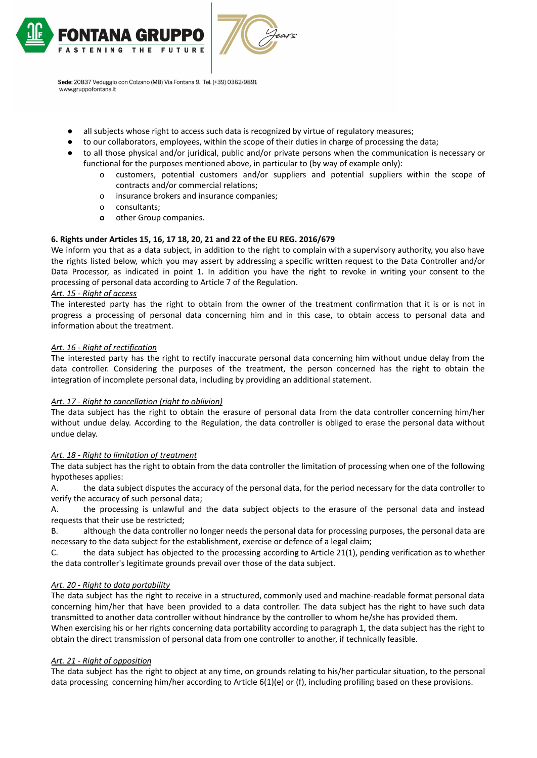- all subjects whose right to access such data is recognized by virtue of regulatory measures;
- to our collaborators, employees, within the scope of their duties in charge of processing the data;
- to all those physical and/or juridical, public and/or private persons when the communication is necessary or functional for the purposes mentioned above, in particular to (by way of example only):
    - customers, potential customers and/or suppliers and potential suppliers within the scope of contracts and/or commercial relations;
    - insurance brokers and insurance companies;
    - consultants;
    - other Group companies.

**6. Rights under Articles 15, 16, 17 18, 20, 21 and 22 of the EU REG. 2016/679**

We inform you that as a data subject, in addition to the right to complain with a supervisory authority, you also have the rights listed below, which you may assert by addressing a specific written request to the Data Controller and/or Data Processor, as indicated in point 1. In addition you have the right to revoke in writing your consent to the processing of personal data according to Article 7 of the Regulation.

*Art. 15 - Right of access*

The interested party has the right to obtain from the owner of the treatment confirmation that it is or is not in progress a processing of personal data concerning him and in this case, to obtain access to personal data and information about the treatment.

*Art. 16 - Right of rectification*

The interested party has the right to rectify inaccurate personal data concerning him without undue delay from the data controller. Considering the purposes of the treatment, the person concerned has the right to obtain the integration of incomplete personal data, including by providing an additional statement.

*Art. 17 - Right to cancellation (right to oblivion)*

The data subject has the right to obtain the erasure of personal data from the data controller concerning him/her without undue delay. According to the Regulation, the data controller is obliged to erase the personal data without undue delay.

*Art. 18 - Right to limitation of treatment*

The data subject has the right to obtain from the data controller the limitation of processing when one of the following hypotheses applies:

A. the data subject disputes the accuracy of the personal data, for the period necessary for the data controller to verify the accuracy of such personal data;

A. the processing is unlawful and the data subject objects to the erasure of the personal data and instead requests that their use be restricted;

B. although the data controller no longer needs the personal data for processing purposes, the personal data are necessary to the data subject for the establishment, exercise or defence of a legal claim;

C. the data subject has objected to the processing according to Article 21(1), pending verification as to whether the data controller's legitimate grounds prevail over those of the data subject.

*Art. 20 - Right to data portability*

The data subject has the right to receive in a structured, commonly used and machine-readable format personal data concerning him/her that have been provided to a data controller. The data subject has the right to have such data transmitted to another data controller without hindrance by the controller to whom he/she has provided them.

When exercising his or her rights concerning data portability according to paragraph 1, the data subject has the right to obtain the direct transmission of personal data from one controller to another, if technically feasible.

*Art. 21 - Right of opposition*

The data subject has the right to object at any time, on grounds relating to his/her particular situation, to the personal data processing concerning him/her according to Article 6(1)(e) or (f), including profiling based on these provisions.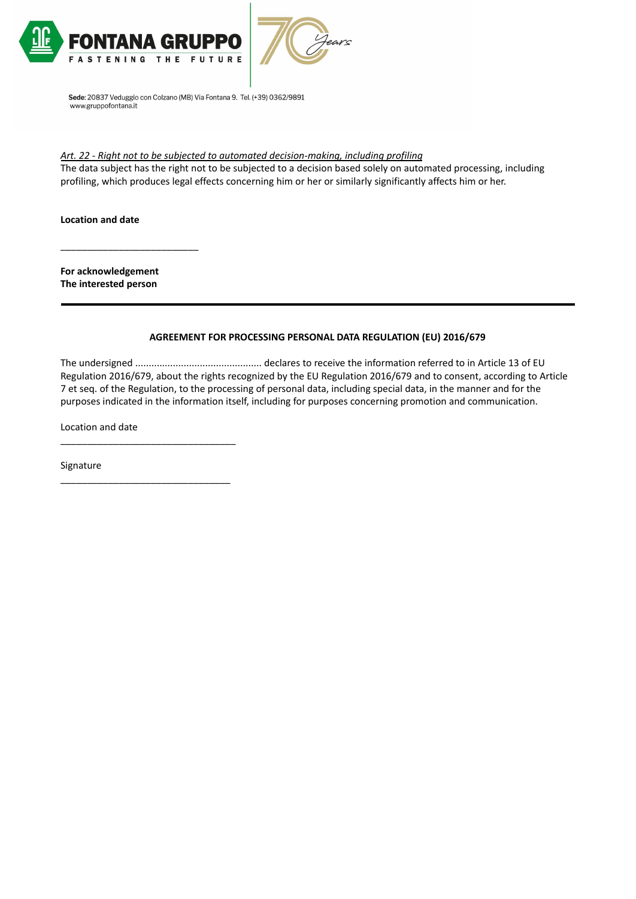*Art. 22 - Right not to be subjected to automated decision-making, including profiling*
The data subject has the right not to be subjected to a decision based solely on automated processing, including profiling, which produces legal effects concerning him or her or similarly significantly affects him or her.

**Location and date**

___________________________

**For acknowledgement**
**The interested person**

---

**AGREEMENT FOR PROCESSING PERSONAL DATA REGULATION (EU) 2016/679**

The undersigned .............................................. declares to receive the information referred to in Article 13 of EU Regulation 2016/679, about the rights recognized by the EU Regulation 2016/679 and to consent, according to Article 7 et seq. of the Regulation, to the processing of personal data, including special data, in the manner and for the purposes indicated in the information itself, including for purposes concerning promotion and communication.

Location and date

__________________________________

Signature

_________________________________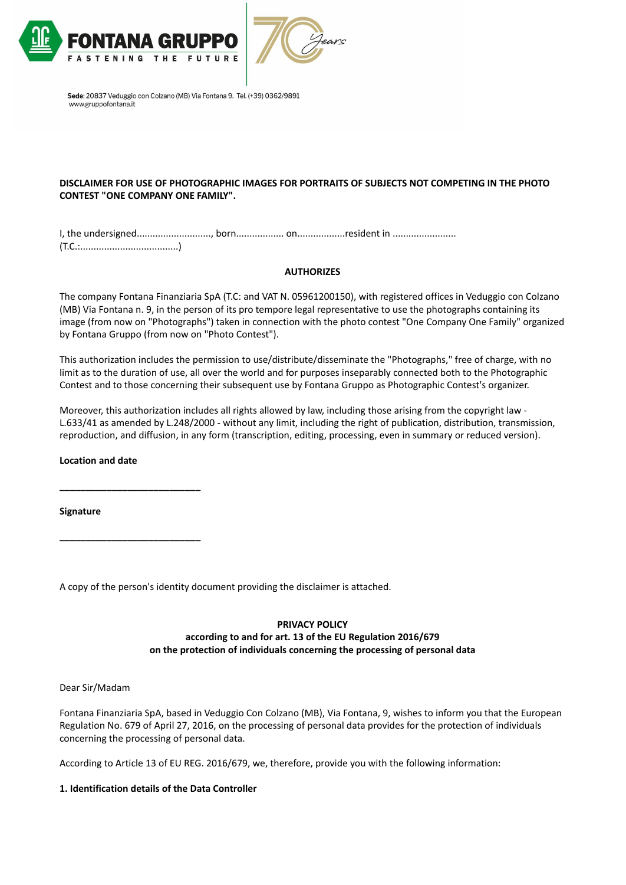**FONTANA GRUPPO**
FASTENING THE FUTURE

**Sede**: 20837 Veduggio con Colzano (MB) Via Fontana 9. Tel. (+39) 0362/9891
www.gruppofontana.it

**DISCLAIMER FOR USE OF PHOTOGRAPHIC IMAGES FOR PORTRAITS OF SUBJECTS NOT COMPETING IN THE PHOTO CONTEST "ONE COMPANY ONE FAMILY".**

I, the undersigned............................, born.................. on..................resident in ........................ (T.C.:....................................)

**AUTHORIZES**

The company Fontana Finanziaria SpA (T.C: and VAT N. 05961200150), with registered offices in Veduggio con Colzano (MB) Via Fontana n. 9, in the person of its pro tempore legal representative to use the photographs containing its image (from now on "Photographs") taken in connection with the photo contest "One Company One Family" organized by Fontana Gruppo (from now on "Photo Contest").

This authorization includes the permission to use/distribute/disseminate the "Photographs," free of charge, with no limit as to the duration of use, all over the world and for purposes inseparably connected both to the Photographic Contest and to those concerning their subsequent use by Fontana Gruppo as Photographic Contest's organizer.

Moreover, this authorization includes all rights allowed by law, including those arising from the copyright law - L.633/41 as amended by L.248/2000 - without any limit, including the right of publication, distribution, transmission, reproduction, and diffusion, in any form (transcription, editing, processing, even in summary or reduced version).

**Location and date**

____________________________

**Signature**

____________________________

A copy of the person's identity document providing the disclaimer is attached.

**PRIVACY POLICY**
**according to and for art. 13 of the EU Regulation 2016/679**
**on the protection of individuals concerning the processing of personal data**

Dear Sir/Madam

Fontana Finanziaria SpA, based in Veduggio Con Colzano (MB), Via Fontana, 9, wishes to inform you that the European Regulation No. 679 of April 27, 2016, on the processing of personal data provides for the protection of individuals concerning the processing of personal data.

According to Article 13 of EU REG. 2016/679, we, therefore, provide you with the following information:

**1. Identification details of the Data Controller**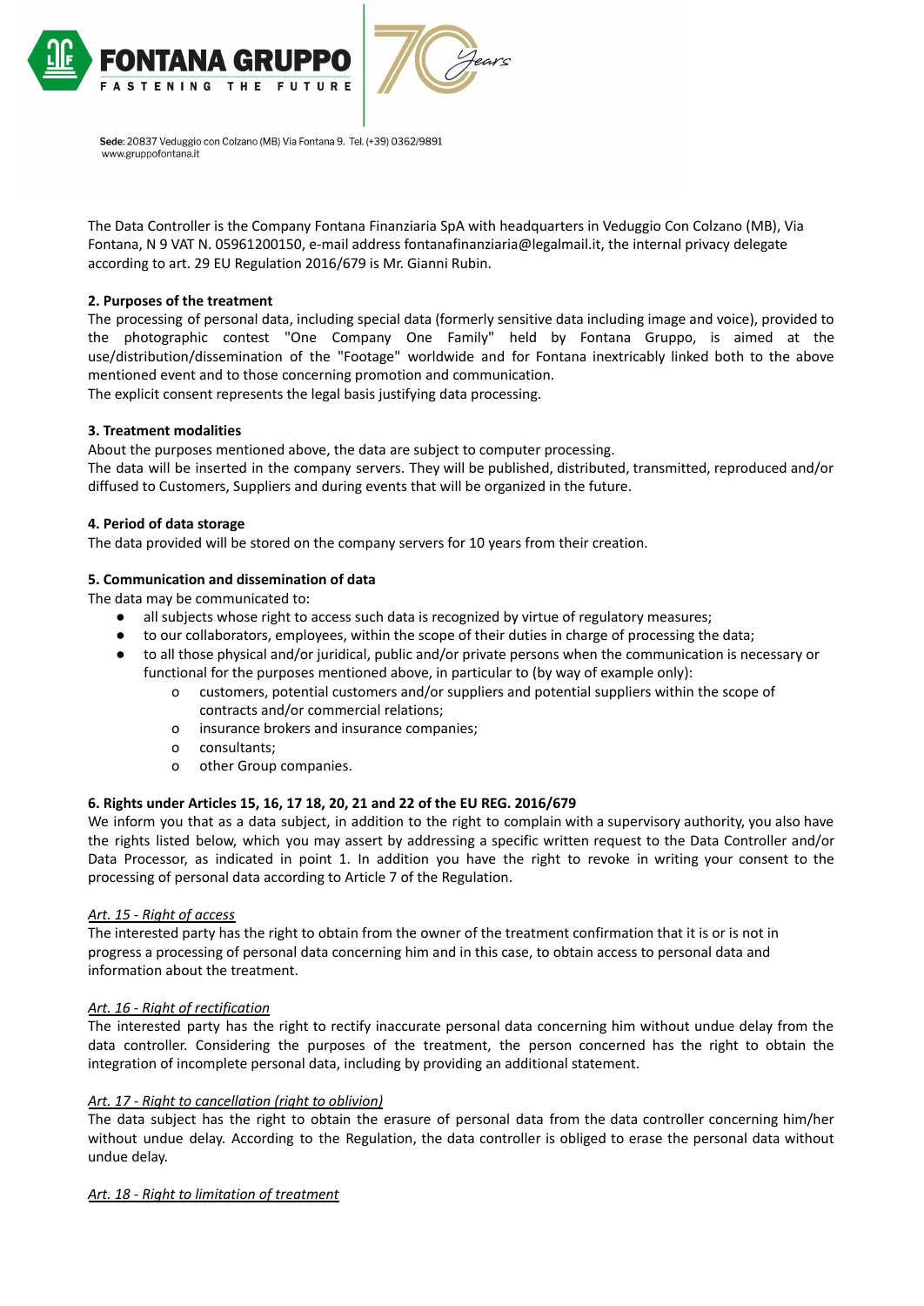The Data Controller is the Company Fontana Finanziaria SpA with headquarters in Veduggio Con Colzano (MB), Via Fontana, N 9 VAT N. 05961200150, e-mail address fontanafinanziaria@legalmail.it, the internal privacy delegate according to art. 29 EU Regulation 2016/679 is Mr. Gianni Rubin.

**2. Purposes of the treatment**

The processing of personal data, including special data (formerly sensitive data including image and voice), provided to the photographic contest "One Company One Family" held by Fontana Gruppo, is aimed at the use/distribution/dissemination of the "Footage" worldwide and for Fontana inextricably linked both to the above mentioned event and to those concerning promotion and communication.

The explicit consent represents the legal basis justifying data processing.

**3. Treatment modalities**

About the purposes mentioned above, the data are subject to computer processing.

The data will be inserted in the company servers. They will be published, distributed, transmitted, reproduced and/or diffused to Customers, Suppliers and during events that will be organized in the future.

**4. Period of data storage**

The data provided will be stored on the company servers for 10 years from their creation.

**5. Communication and dissemination of data**

The data may be communicated to:

- all subjects whose right to access such data is recognized by virtue of regulatory measures;
- to our collaborators, employees, within the scope of their duties in charge of processing the data;
- to all those physical and/or juridical, public and/or private persons when the communication is necessary or functional for the purposes mentioned above, in particular to (by way of example only):
  - customers, potential customers and/or suppliers and potential suppliers within the scope of contracts and/or commercial relations;
  - insurance brokers and insurance companies;
  - consultants;
  - other Group companies.

**6. Rights under Articles 15, 16, 17 18, 20, 21 and 22 of the EU REG. 2016/679**

We inform you that as a data subject, in addition to the right to complain with a supervisory authority, you also have the rights listed below, which you may assert by addressing a specific written request to the Data Controller and/or Data Processor, as indicated in point 1. In addition you have the right to revoke in writing your consent to the processing of personal data according to Article 7 of the Regulation.

*Art. 15 - Right of access*

The interested party has the right to obtain from the owner of the treatment confirmation that it is or is not in progress a processing of personal data concerning him and in this case, to obtain access to personal data and information about the treatment.

*Art. 16 - Right of rectification*

The interested party has the right to rectify inaccurate personal data concerning him without undue delay from the data controller. Considering the purposes of the treatment, the person concerned has the right to obtain the integration of incomplete personal data, including by providing an additional statement.

*Art. 17 - Right to cancellation (right to oblivion)*

The data subject has the right to obtain the erasure of personal data from the data controller concerning him/her without undue delay. According to the Regulation, the data controller is obliged to erase the personal data without undue delay.

*Art. 18 - Right to limitation of treatment*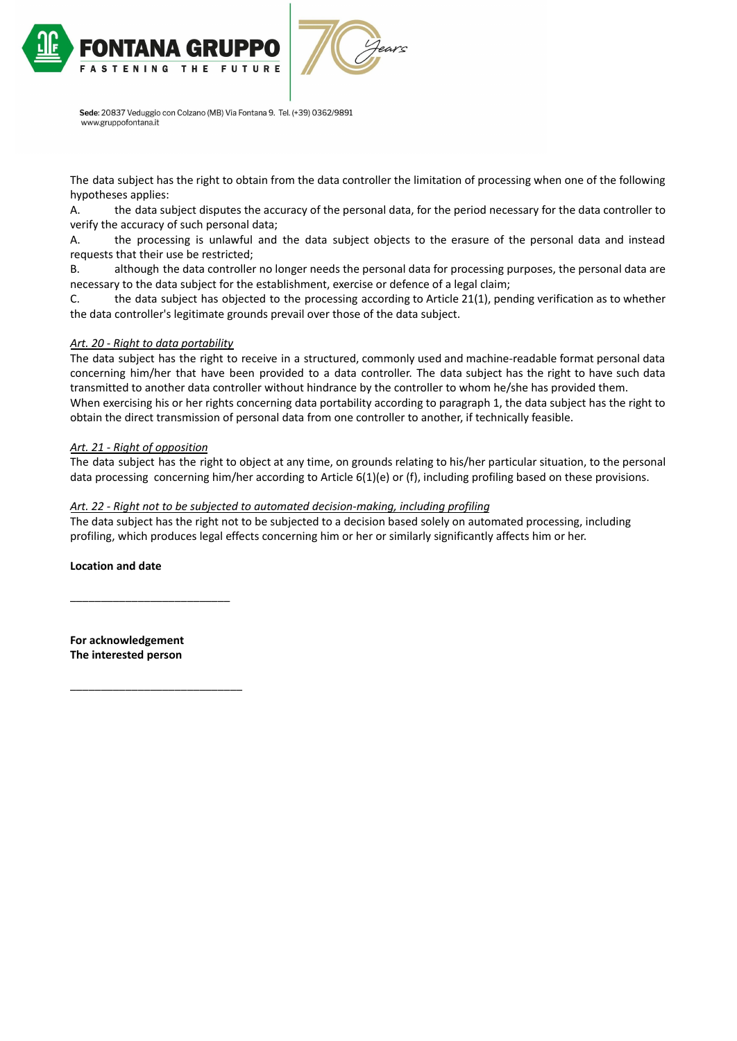The data subject has the right to obtain from the data controller the limitation of processing when one of the following hypotheses applies:

A. the data subject disputes the accuracy of the personal data, for the period necessary for the data controller to verify the accuracy of such personal data;

A. the processing is unlawful and the data subject objects to the erasure of the personal data and instead requests that their use be restricted;

B. although the data controller no longer needs the personal data for processing purposes, the personal data are necessary to the data subject for the establishment, exercise or defence of a legal claim;

C. the data subject has objected to the processing according to Article 21(1), pending verification as to whether the data controller's legitimate grounds prevail over those of the data subject.

*Art. 20 - Right to data portability*

The data subject has the right to receive in a structured, commonly used and machine-readable format personal data concerning him/her that have been provided to a data controller. The data subject has the right to have such data transmitted to another data controller without hindrance by the controller to whom he/she has provided them.

When exercising his or her rights concerning data portability according to paragraph 1, the data subject has the right to obtain the direct transmission of personal data from one controller to another, if technically feasible.

*Art. 21 - Right of opposition*

The data subject has the right to object at any time, on grounds relating to his/her particular situation, to the personal data processing concerning him/her according to Article 6(1)(e) or (f), including profiling based on these provisions.

*Art. 22 - Right not to be subjected to automated decision-making, including profiling*

The data subject has the right not to be subjected to a decision based solely on automated processing, including profiling, which produces legal effects concerning him or her or similarly significantly affects him or her.

**Location and date**

___________________________

**For acknowledgement**
**The interested person**

_____________________________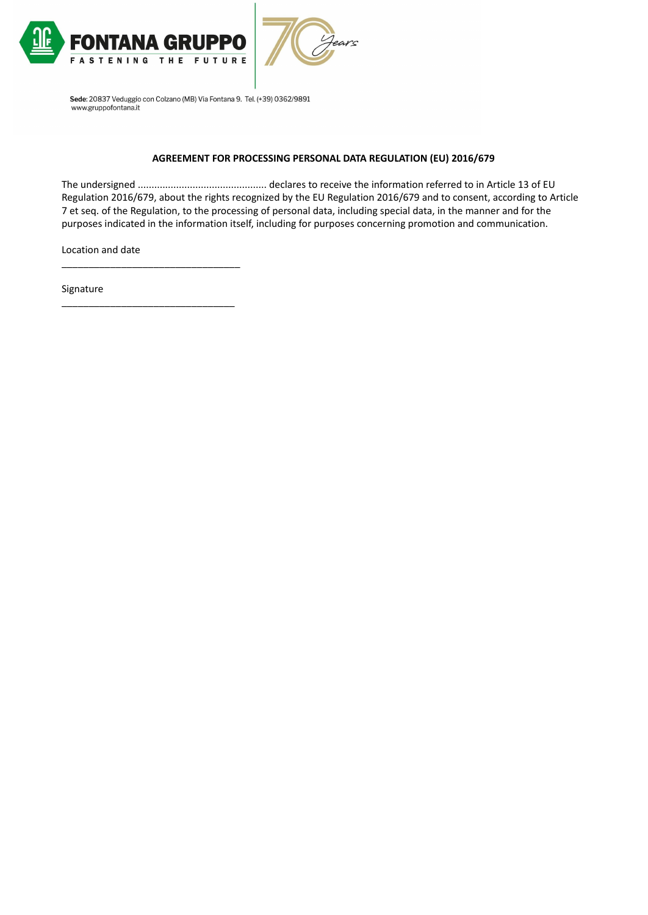FONTANA GRUPPO

FASTENING THE FUTURE

70 Years

**Sede**: 20837 Veduggio con Colzano (MB) Via Fontana 9. Tel. (+39) 0362/9891
www.gruppofontana.it

**AGREEMENT FOR PROCESSING PERSONAL DATA REGULATION (EU) 2016/679**

The undersigned ............................................... declares to receive the information referred to in Article 13 of EU Regulation 2016/679, about the rights recognized by the EU Regulation 2016/679 and to consent, according to Article 7 et seq. of the Regulation, to the processing of personal data, including special data, in the manner and for the purposes indicated in the information itself, including for purposes concerning promotion and communication.

Location and date

_________________________________

Signature

_________________________________